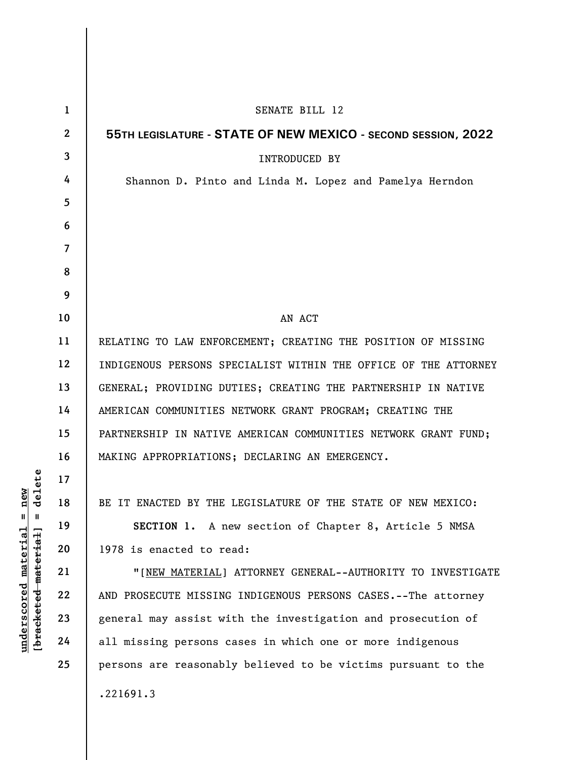SENATE BILL 12

**55TH LEGISLATURE - STATE OF NEW MEXICO - SECOND SESSION, 2022**

INTRODUCED BY

Shannon D. Pinto and Linda M. Lopez and Pamelya Herndon

AN ACT

RELATING TO LAW ENFORCEMENT; CREATING THE POSITION OF MISSING INDIGENOUS PERSONS SPECIALIST WITHIN THE OFFICE OF THE ATTORNEY GENERAL; PROVIDING DUTIES; CREATING THE PARTNERSHIP IN NATIVE AMERICAN COMMUNITIES NETWORK GRANT PROGRAM; CREATING THE PARTNERSHIP IN NATIVE AMERICAN COMMUNITIES NETWORK GRANT FUND; MAKING APPROPRIATIONS; DECLARING AN EMERGENCY.

BE IT ENACTED BY THE LEGISLATURE OF THE STATE OF NEW MEXICO:

**SECTION 1.** A new section of Chapter 8, Article 5 NMSA 1978 is enacted to read:

"[NEW MATERIAL] ATTORNEY GENERAL--AUTHORITY TO INVESTIGATE AND PROSECUTE MISSING INDIGENOUS PERSONS CASES.--The attorney general may assist with the investigation and prosecution of all missing persons cases in which one or more indigenous persons are reasonably believed to be victims pursuant to the

.221691.3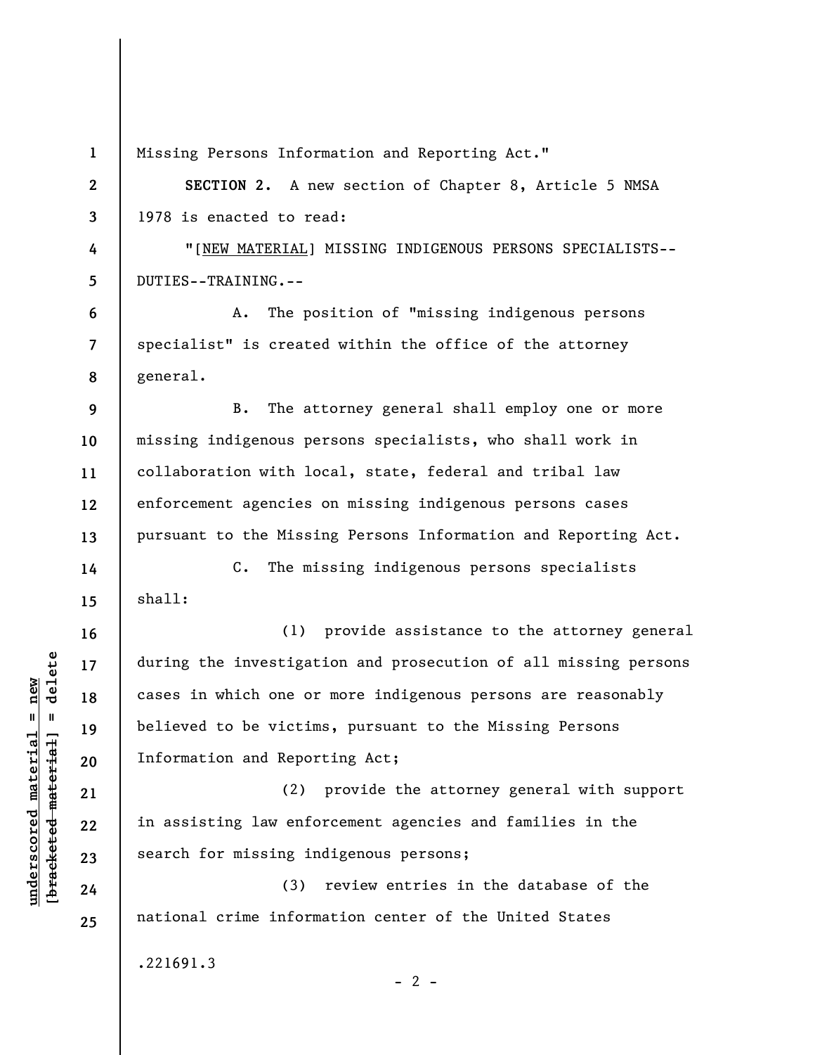Missing Persons Information and Reporting Act."

**SECTION 2.** A new section of Chapter 8, Article 5 NMSA 1978 is enacted to read:

"[NEW MATERIAL] MISSING INDIGENOUS PERSONS SPECIALISTS--DUTIES--TRAINING.--

A. The position of "missing indigenous persons specialist" is created within the office of the attorney general.

B. The attorney general shall employ one or more missing indigenous persons specialists, who shall work in collaboration with local, state, federal and tribal law enforcement agencies on missing indigenous persons cases pursuant to the Missing Persons Information and Reporting Act.

C. The missing indigenous persons specialists shall:

(1) provide assistance to the attorney general during the investigation and prosecution of all missing persons cases in which one or more indigenous persons are reasonably believed to be victims, pursuant to the Missing Persons Information and Reporting Act;

(2) provide the attorney general with support in assisting law enforcement agencies and families in the search for missing indigenous persons;

(3) review entries in the database of the national crime information center of the United States

.221691.3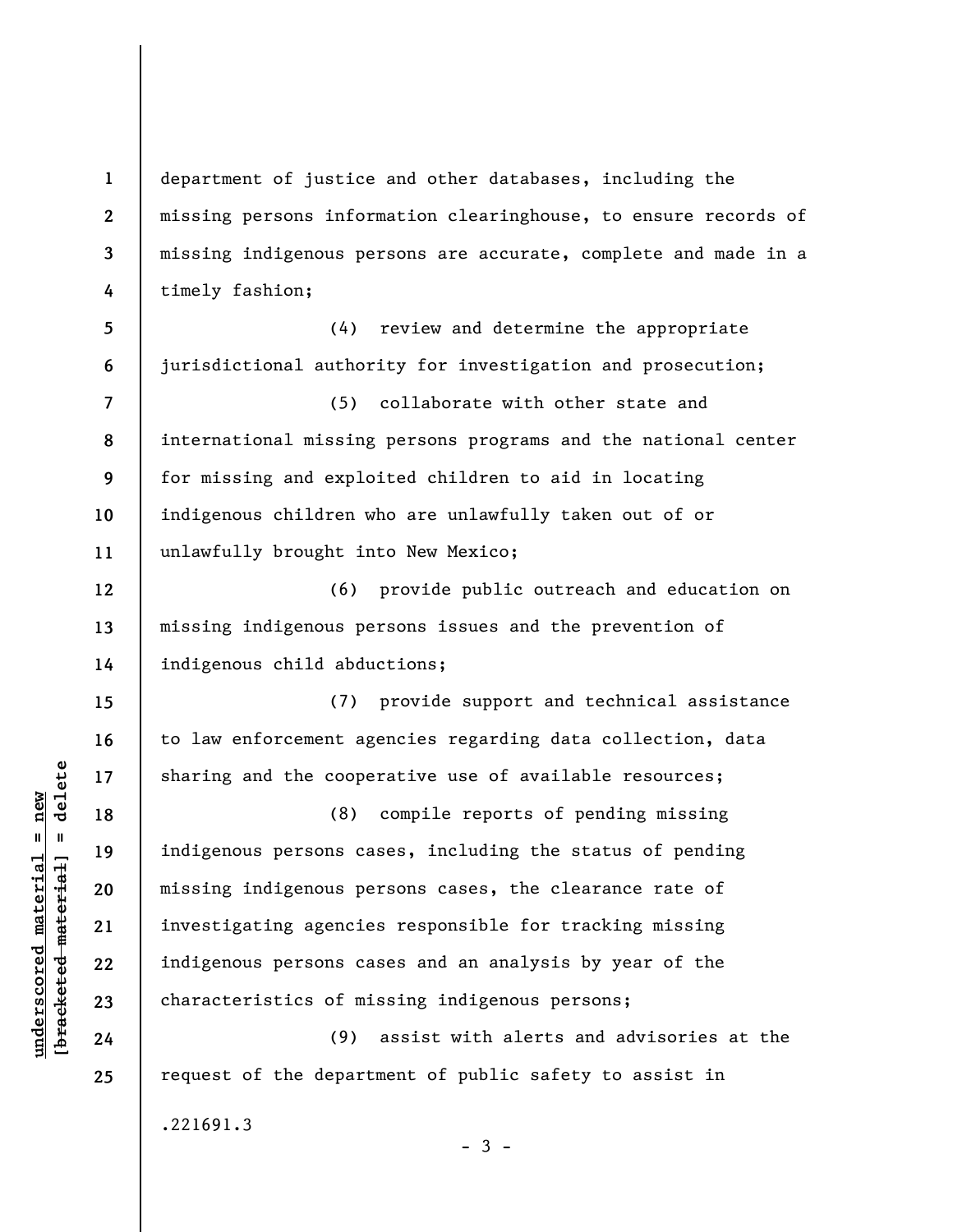department of justice and other databases, including the missing persons information clearinghouse, to ensure records of missing indigenous persons are accurate, complete and made in a timely fashion;

(4) review and determine the appropriate jurisdictional authority for investigation and prosecution;

(5) collaborate with other state and international missing persons programs and the national center for missing and exploited children to aid in locating indigenous children who are unlawfully taken out of or unlawfully brought into New Mexico;

(6) provide public outreach and education on missing indigenous persons issues and the prevention of indigenous child abductions;

(7) provide support and technical assistance to law enforcement agencies regarding data collection, data sharing and the cooperative use of available resources;

(8) compile reports of pending missing indigenous persons cases, including the status of pending missing indigenous persons cases, the clearance rate of investigating agencies responsible for tracking missing indigenous persons cases and an analysis by year of the characteristics of missing indigenous persons;

(9) assist with alerts and advisories at the request of the department of public safety to assist in

.221691.3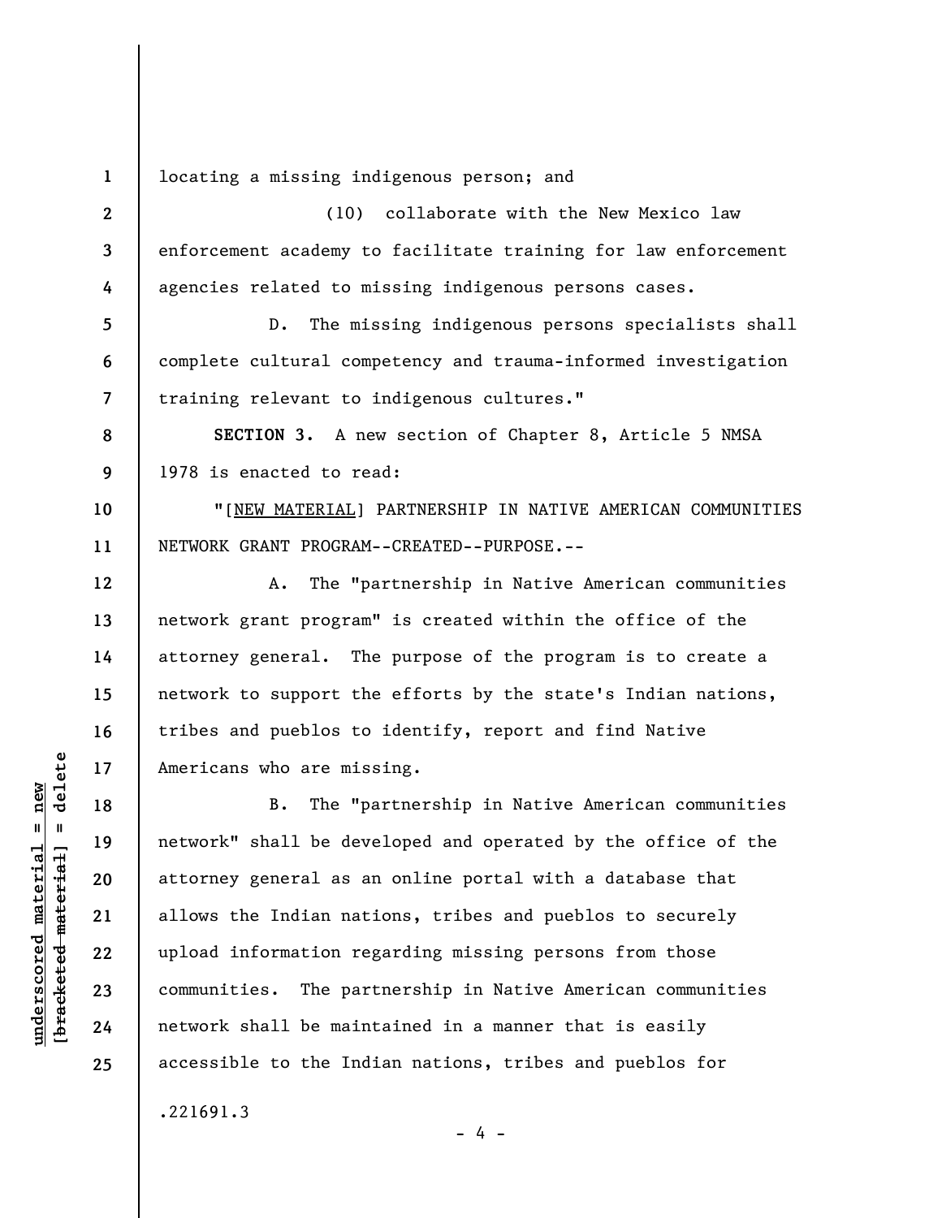locating a missing indigenous person; and

(10) collaborate with the New Mexico law enforcement academy to facilitate training for law enforcement agencies related to missing indigenous persons cases.

D. The missing indigenous persons specialists shall complete cultural competency and trauma-informed investigation training relevant to indigenous cultures."

**SECTION 3.** A new section of Chapter 8, Article 5 NMSA 1978 is enacted to read:

"[NEW MATERIAL] PARTNERSHIP IN NATIVE AMERICAN COMMUNITIES NETWORK GRANT PROGRAM--CREATED--PURPOSE.--

A. The "partnership in Native American communities network grant program" is created within the office of the attorney general. The purpose of the program is to create a network to support the efforts by the state's Indian nations, tribes and pueblos to identify, report and find Native Americans who are missing.

B. The "partnership in Native American communities network" shall be developed and operated by the office of the attorney general as an online portal with a database that allows the Indian nations, tribes and pueblos to securely upload information regarding missing persons from those communities. The partnership in Native American communities network shall be maintained in a manner that is easily accessible to the Indian nations, tribes and pueblos for

.221691.3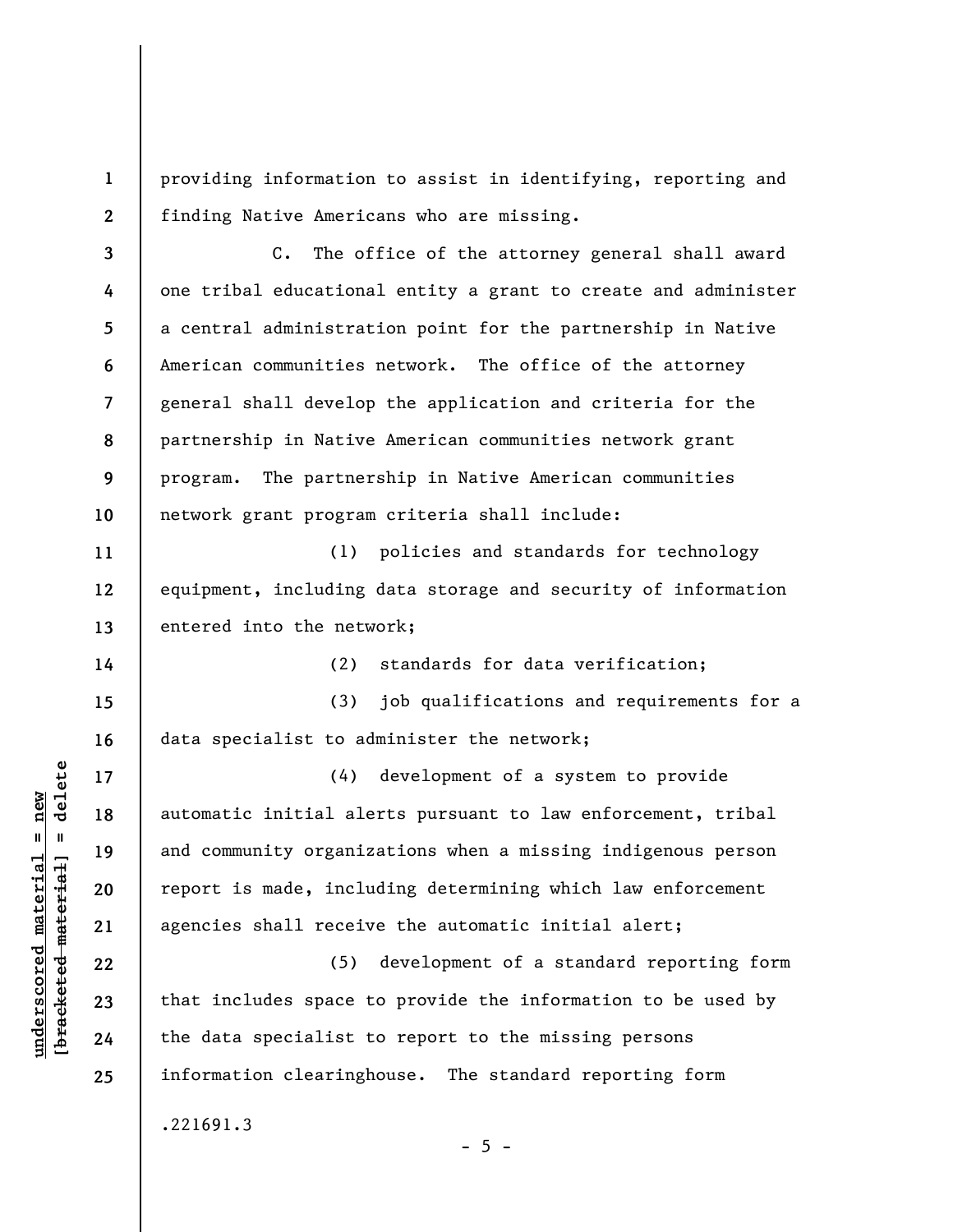providing information to assist in identifying, reporting and finding Native Americans who are missing.

C. The office of the attorney general shall award one tribal educational entity a grant to create and administer a central administration point for the partnership in Native American communities network. The office of the attorney general shall develop the application and criteria for the partnership in Native American communities network grant program. The partnership in Native American communities network grant program criteria shall include:

(1) policies and standards for technology equipment, including data storage and security of information entered into the network;

(2) standards for data verification;

(3) job qualifications and requirements for a data specialist to administer the network;

(4) development of a system to provide automatic initial alerts pursuant to law enforcement, tribal and community organizations when a missing indigenous person report is made, including determining which law enforcement agencies shall receive the automatic initial alert;

(5) development of a standard reporting form that includes space to provide the information to be used by the data specialist to report to the missing persons information clearinghouse. The standard reporting form

.221691.3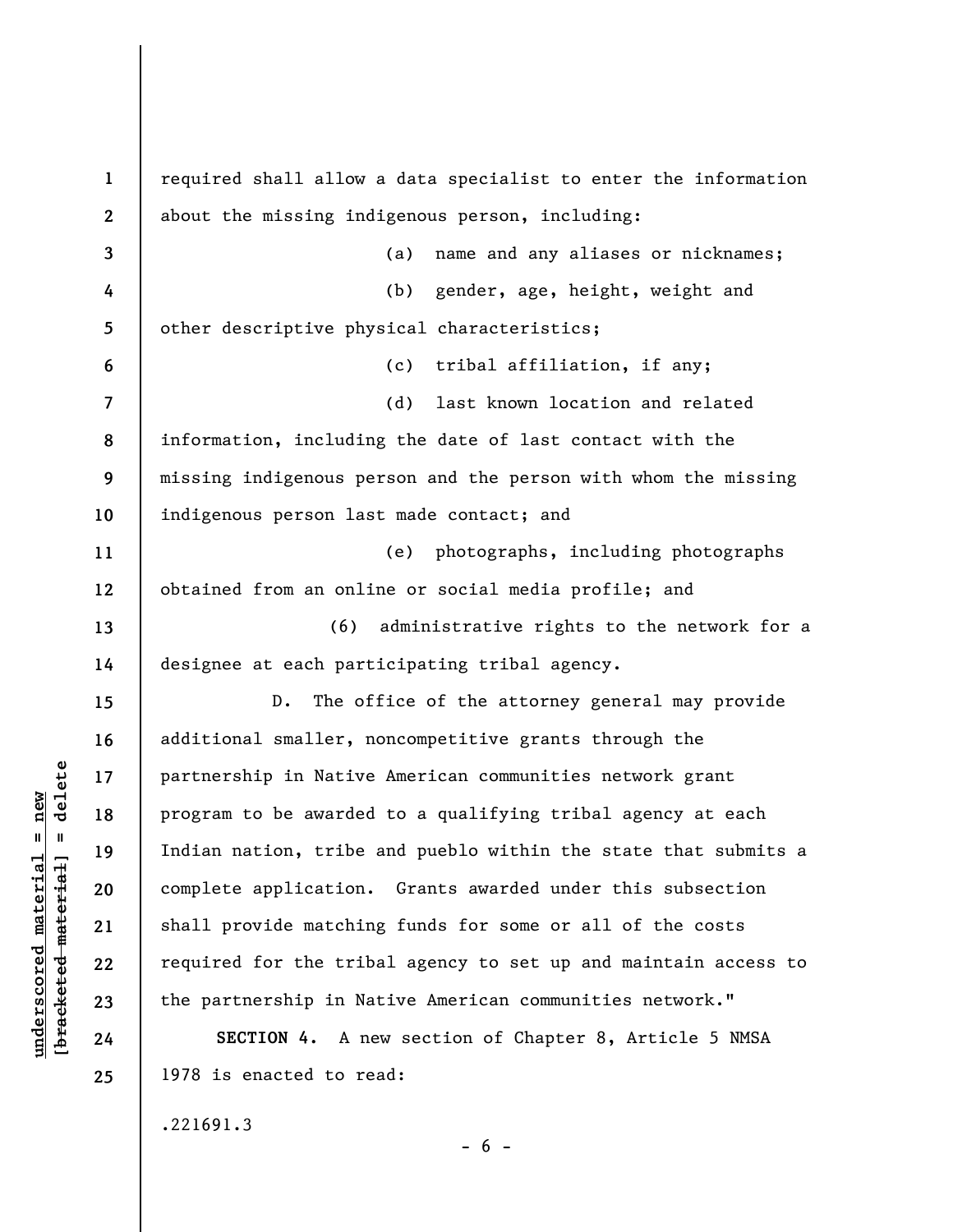required shall allow a data specialist to enter the information about the missing indigenous person, including:

(a) name and any aliases or nicknames;

(b) gender, age, height, weight and other descriptive physical characteristics;

(c) tribal affiliation, if any;

(d) last known location and related information, including the date of last contact with the missing indigenous person and the person with whom the missing indigenous person last made contact; and

(e) photographs, including photographs obtained from an online or social media profile; and

(6) administrative rights to the network for a designee at each participating tribal agency.

D. The office of the attorney general may provide additional smaller, noncompetitive grants through the partnership in Native American communities network grant program to be awarded to a qualifying tribal agency at each Indian nation, tribe and pueblo within the state that submits a complete application. Grants awarded under this subsection shall provide matching funds for some or all of the costs required for the tribal agency to set up and maintain access to the partnership in Native American communities network."

**SECTION 4.** A new section of Chapter 8, Article 5 NMSA 1978 is enacted to read:

.221691.3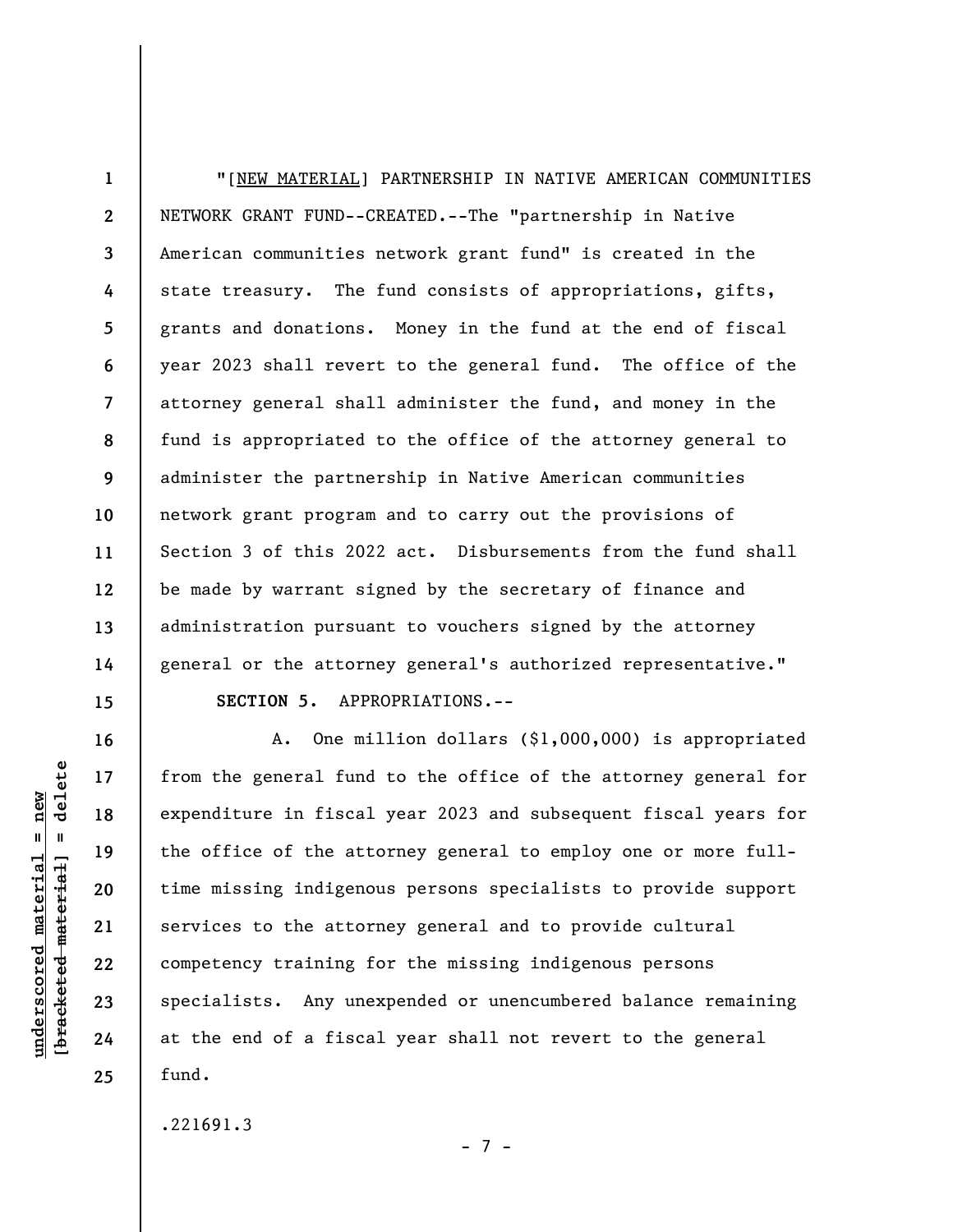"[NEW MATERIAL] PARTNERSHIP IN NATIVE AMERICAN COMMUNITIES NETWORK GRANT FUND--CREATED.--The "partnership in Native American communities network grant fund" is created in the state treasury. The fund consists of appropriations, gifts, grants and donations. Money in the fund at the end of fiscal year 2023 shall revert to the general fund. The office of the attorney general shall administer the fund, and money in the fund is appropriated to the office of the attorney general to administer the partnership in Native American communities network grant program and to carry out the provisions of Section 3 of this 2022 act. Disbursements from the fund shall be made by warrant signed by the secretary of finance and administration pursuant to vouchers signed by the attorney general or the attorney general's authorized representative."

**SECTION 5.** APPROPRIATIONS.--

A. One million dollars ($1,000,000) is appropriated from the general fund to the office of the attorney general for expenditure in fiscal year 2023 and subsequent fiscal years for the office of the attorney general to employ one or more full-time missing indigenous persons specialists to provide support services to the attorney general and to provide cultural competency training for the missing indigenous persons specialists. Any unexpended or unencumbered balance remaining at the end of a fiscal year shall not revert to the general fund.

.221691.3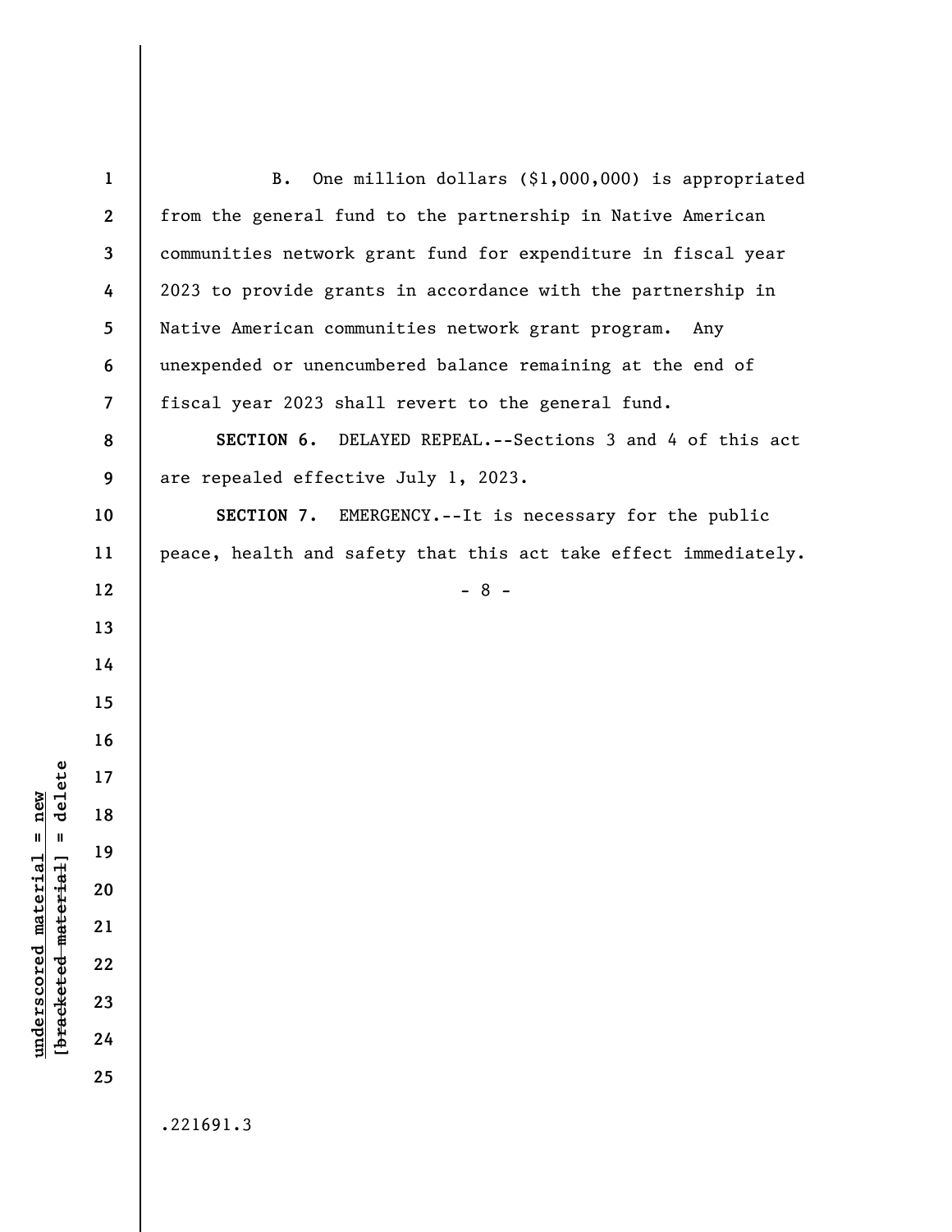B. One million dollars ($1,000,000) is appropriated from the general fund to the partnership in Native American communities network grant fund for expenditure in fiscal year 2023 to provide grants in accordance with the partnership in Native American communities network grant program. Any unexpended or unencumbered balance remaining at the end of fiscal year 2023 shall revert to the general fund.

**SECTION 6.** DELAYED REPEAL.--Sections 3 and 4 of this act are repealed effective July 1, 2023.

**SECTION 7.** EMERGENCY.--It is necessary for the public peace, health and safety that this act take effect immediately.

.221691.3